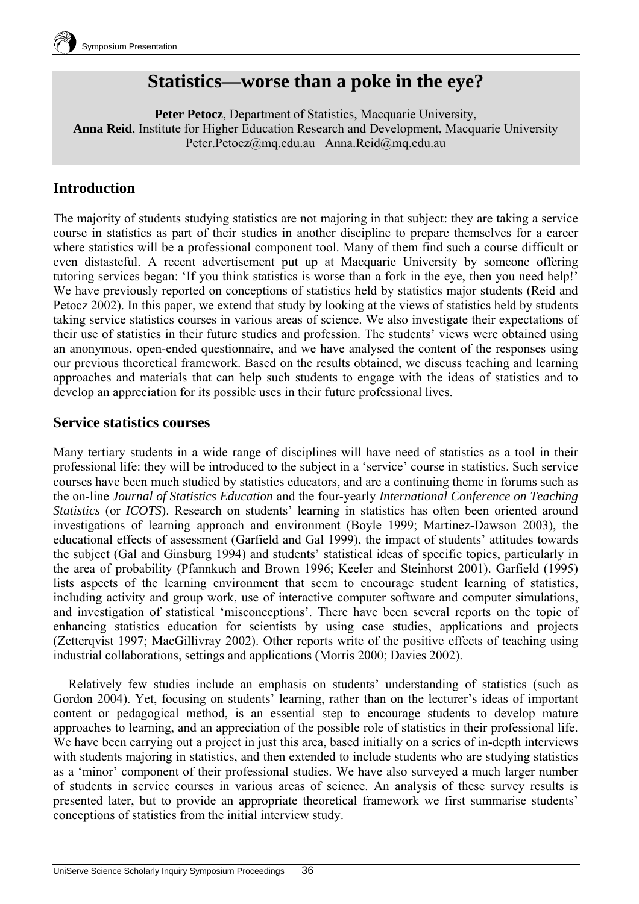# Statistics—worse than a poke in the eye?

**Peter Petocz**, Department of Statistics, Macquarie University,
**Anna Reid**, Institute for Higher Education Research and Development, Macquarie University
Peter.Petocz@mq.edu.au Anna.Reid@mq.edu.au

## Introduction

The majority of students studying statistics are not majoring in that subject: they are taking a service course in statistics as part of their studies in another discipline to prepare themselves for a career where statistics will be a professional component tool. Many of them find such a course difficult or even distasteful. A recent advertisement put up at Macquarie University by someone offering tutoring services began: 'If you think statistics is worse than a fork in the eye, then you need help!' We have previously reported on conceptions of statistics held by statistics major students (Reid and Petocz 2002). In this paper, we extend that study by looking at the views of statistics held by students taking service statistics courses in various areas of science. We also investigate their expectations of their use of statistics in their future studies and profession. The students' views were obtained using an anonymous, open-ended questionnaire, and we have analysed the content of the responses using our previous theoretical framework. Based on the results obtained, we discuss teaching and learning approaches and materials that can help such students to engage with the ideas of statistics and to develop an appreciation for its possible uses in their future professional lives.

## Service statistics courses

Many tertiary students in a wide range of disciplines will have need of statistics as a tool in their professional life: they will be introduced to the subject in a 'service' course in statistics. Such service courses have been much studied by statistics educators, and are a continuing theme in forums such as the on-line *Journal of Statistics Education* and the four-yearly *International Conference on Teaching Statistics* (or *ICOTS*). Research on students' learning in statistics has often been oriented around investigations of learning approach and environment (Boyle 1999; Martinez-Dawson 2003), the educational effects of assessment (Garfield and Gal 1999), the impact of students' attitudes towards the subject (Gal and Ginsburg 1994) and students' statistical ideas of specific topics, particularly in the area of probability (Pfannkuch and Brown 1996; Keeler and Steinhorst 2001). Garfield (1995) lists aspects of the learning environment that seem to encourage student learning of statistics, including activity and group work, use of interactive computer software and computer simulations, and investigation of statistical 'misconceptions'. There have been several reports on the topic of enhancing statistics education for scientists by using case studies, applications and projects (Zetterqvist 1997; MacGillivray 2002). Other reports write of the positive effects of teaching using industrial collaborations, settings and applications (Morris 2000; Davies 2002).

Relatively few studies include an emphasis on students' understanding of statistics (such as Gordon 2004). Yet, focusing on students' learning, rather than on the lecturer's ideas of important content or pedagogical method, is an essential step to encourage students to develop mature approaches to learning, and an appreciation of the possible role of statistics in their professional life. We have been carrying out a project in just this area, based initially on a series of in-depth interviews with students majoring in statistics, and then extended to include students who are studying statistics as a 'minor' component of their professional studies. We have also surveyed a much larger number of students in service courses in various areas of science. An analysis of these survey results is presented later, but to provide an appropriate theoretical framework we first summarise students' conceptions of statistics from the initial interview study.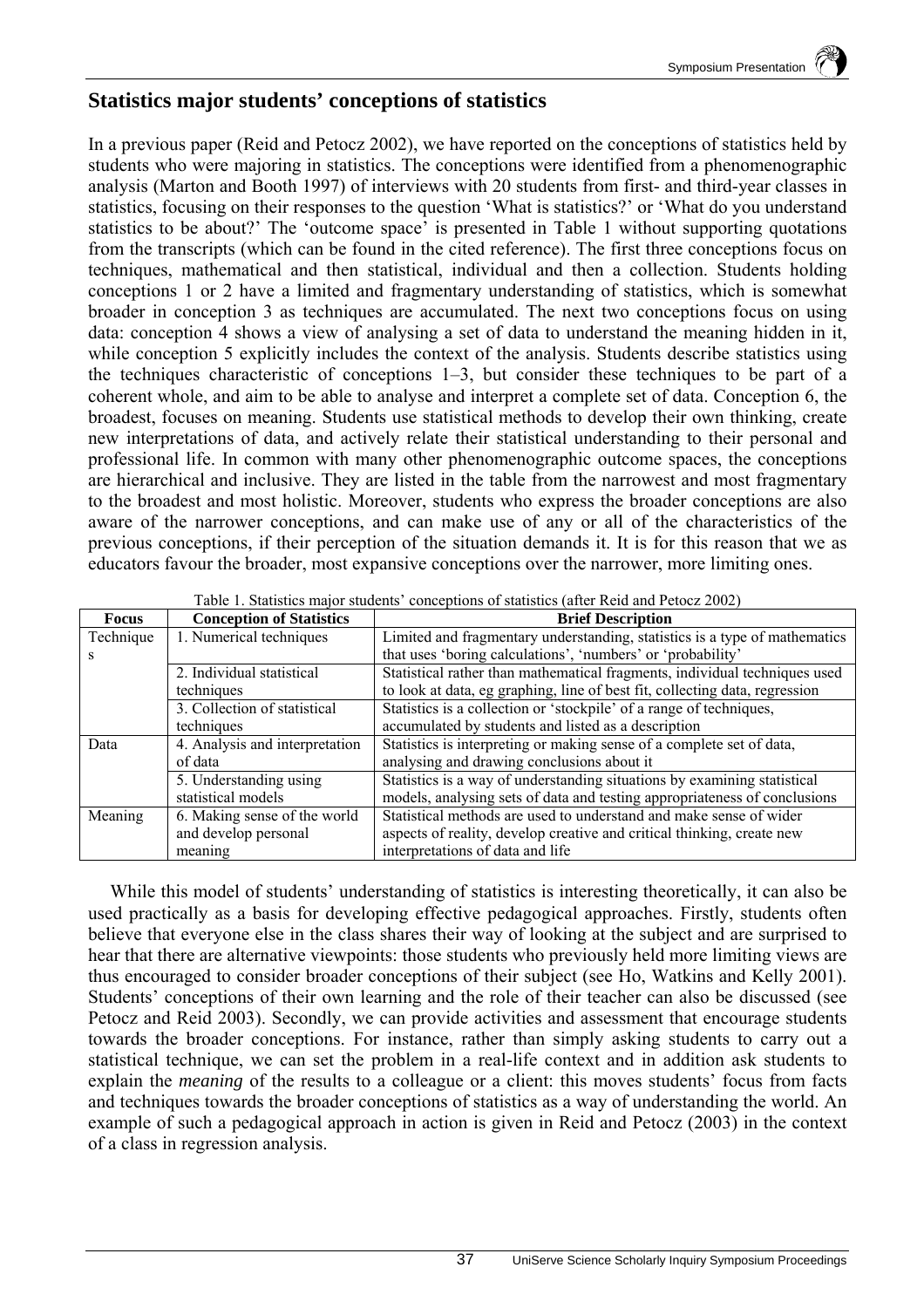## Statistics major students' conceptions of statistics

In a previous paper (Reid and Petocz 2002), we have reported on the conceptions of statistics held by students who were majoring in statistics. The conceptions were identified from a phenomenographic analysis (Marton and Booth 1997) of interviews with 20 students from first- and third-year classes in statistics, focusing on their responses to the question 'What is statistics?' or 'What do you understand statistics to be about?' The 'outcome space' is presented in Table 1 without supporting quotations from the transcripts (which can be found in the cited reference). The first three conceptions focus on techniques, mathematical and then statistical, individual and then a collection. Students holding conceptions 1 or 2 have a limited and fragmentary understanding of statistics, which is somewhat broader in conception 3 as techniques are accumulated. The next two conceptions focus on using data: conception 4 shows a view of analysing a set of data to understand the meaning hidden in it, while conception 5 explicitly includes the context of the analysis. Students describe statistics using the techniques characteristic of conceptions 1–3, but consider these techniques to be part of a coherent whole, and aim to be able to analyse and interpret a complete set of data. Conception 6, the broadest, focuses on meaning. Students use statistical methods to develop their own thinking, create new interpretations of data, and actively relate their statistical understanding to their personal and professional life. In common with many other phenomenographic outcome spaces, the conceptions are hierarchical and inclusive. They are listed in the table from the narrowest and most fragmentary to the broadest and most holistic. Moreover, students who express the broader conceptions are also aware of the narrower conceptions, and can make use of any or all of the characteristics of the previous conceptions, if their perception of the situation demands it. It is for this reason that we as educators favour the broader, most expansive conceptions over the narrower, more limiting ones.

Table 1. Statistics major students' conceptions of statistics (after Reid and Petocz 2002)

| Focus | Conception of Statistics | Brief Description |
|---|---|---|
| Techniques | 1. Numerical techniques | Limited and fragmentary understanding, statistics is a type of mathematics that uses 'boring calculations', 'numbers' or 'probability' |
| | 2. Individual statistical techniques | Statistical rather than mathematical fragments, individual techniques used to look at data, eg graphing, line of best fit, collecting data, regression |
| | 3. Collection of statistical techniques | Statistics is a collection or 'stockpile' of a range of techniques, accumulated by students and listed as a description |
| Data | 4. Analysis and interpretation of data | Statistics is interpreting or making sense of a complete set of data, analysing and drawing conclusions about it |
| | 5. Understanding using statistical models | Statistics is a way of understanding situations by examining statistical models, analysing sets of data and testing appropriateness of conclusions |
| Meaning | 6. Making sense of the world and develop personal meaning | Statistical methods are used to understand and make sense of wider aspects of reality, develop creative and critical thinking, create new interpretations of data and life |

While this model of students' understanding of statistics is interesting theoretically, it can also be used practically as a basis for developing effective pedagogical approaches. Firstly, students often believe that everyone else in the class shares their way of looking at the subject and are surprised to hear that there are alternative viewpoints: those students who previously held more limiting views are thus encouraged to consider broader conceptions of their subject (see Ho, Watkins and Kelly 2001). Students' conceptions of their own learning and the role of their teacher can also be discussed (see Petocz and Reid 2003). Secondly, we can provide activities and assessment that encourage students towards the broader conceptions. For instance, rather than simply asking students to carry out a statistical technique, we can set the problem in a real-life context and in addition ask students to explain the *meaning* of the results to a colleague or a client: this moves students' focus from facts and techniques towards the broader conceptions of statistics as a way of understanding the world. An example of such a pedagogical approach in action is given in Reid and Petocz (2003) in the context of a class in regression analysis.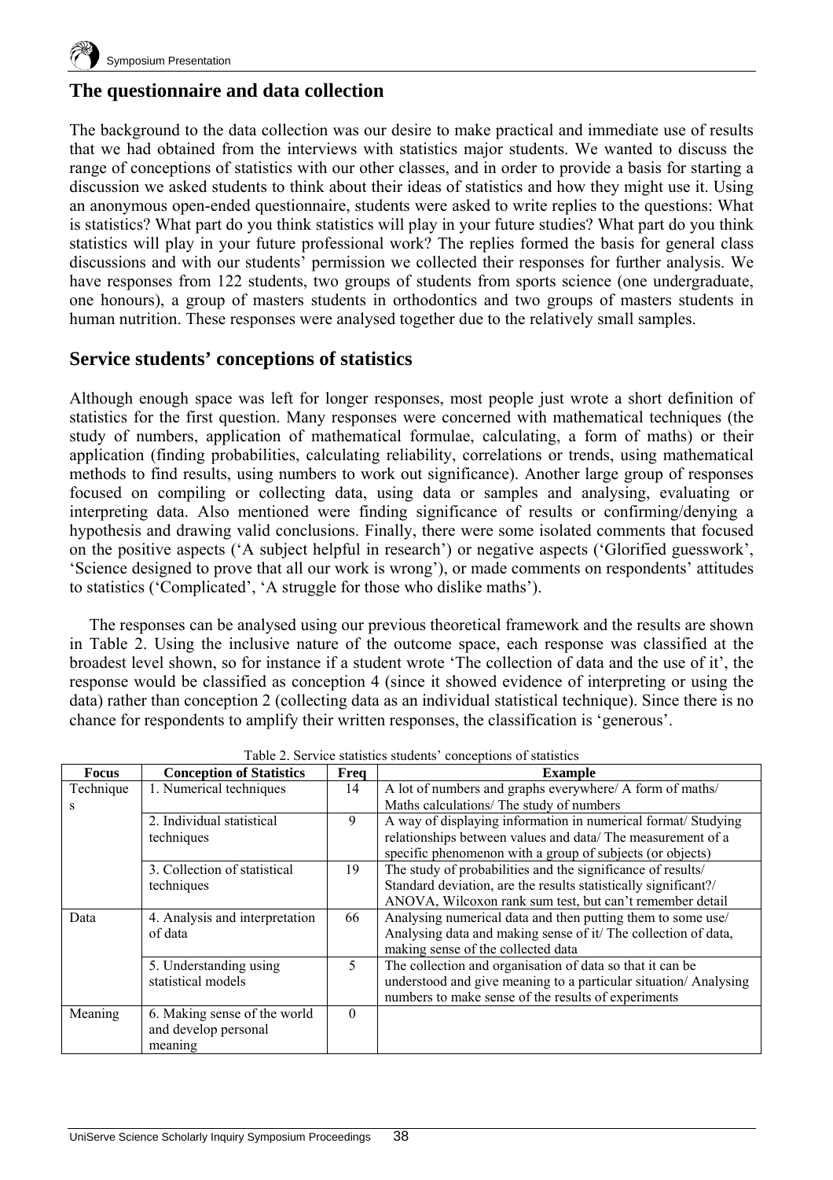## The questionnaire and data collection

The background to the data collection was our desire to make practical and immediate use of results that we had obtained from the interviews with statistics major students. We wanted to discuss the range of conceptions of statistics with our other classes, and in order to provide a basis for starting a discussion we asked students to think about their ideas of statistics and how they might use it. Using an anonymous open-ended questionnaire, students were asked to write replies to the questions: What is statistics? What part do you think statistics will play in your future studies? What part do you think statistics will play in your future professional work? The replies formed the basis for general class discussions and with our students' permission we collected their responses for further analysis. We have responses from 122 students, two groups of students from sports science (one undergraduate, one honours), a group of masters students in orthodontics and two groups of masters students in human nutrition. These responses were analysed together due to the relatively small samples.

## Service students' conceptions of statistics

Although enough space was left for longer responses, most people just wrote a short definition of statistics for the first question. Many responses were concerned with mathematical techniques (the study of numbers, application of mathematical formulae, calculating, a form of maths) or their application (finding probabilities, calculating reliability, correlations or trends, using mathematical methods to find results, using numbers to work out significance). Another large group of responses focused on compiling or collecting data, using data or samples and analysing, evaluating or interpreting data. Also mentioned were finding significance of results or confirming/denying a hypothesis and drawing valid conclusions. Finally, there were some isolated comments that focused on the positive aspects ('A subject helpful in research') or negative aspects ('Glorified guesswork', 'Science designed to prove that all our work is wrong'), or made comments on respondents' attitudes to statistics ('Complicated', 'A struggle for those who dislike maths').

The responses can be analysed using our previous theoretical framework and the results are shown in Table 2. Using the inclusive nature of the outcome space, each response was classified at the broadest level shown, so for instance if a student wrote 'The collection of data and the use of it', the response would be classified as conception 4 (since it showed evidence of interpreting or using the data) rather than conception 2 (collecting data as an individual statistical technique). Since there is no chance for respondents to amplify their written responses, the classification is 'generous'.

Table 2. Service statistics students' conceptions of statistics

| Focus | Conception of Statistics | Freq | Example |
|---|---|---|---|
| Techniques | 1. Numerical techniques | 14 | A lot of numbers and graphs everywhere/ A form of maths/ Maths calculations/ The study of numbers |
| | 2. Individual statistical techniques | 9 | A way of displaying information in numerical format/ Studying relationships between values and data/ The measurement of a specific phenomenon with a group of subjects (or objects) |
| | 3. Collection of statistical techniques | 19 | The study of probabilities and the significance of results/ Standard deviation, are the results statistically significant?/ ANOVA, Wilcoxon rank sum test, but can't remember detail |
| Data | 4. Analysis and interpretation of data | 66 | Analysing numerical data and then putting them to some use/ Analysing data and making sense of it/ The collection of data, making sense of the collected data |
| | 5. Understanding using statistical models | 5 | The collection and organisation of data so that it can be understood and give meaning to a particular situation/ Analysing numbers to make sense of the results of experiments |
| Meaning | 6. Making sense of the world and develop personal meaning | 0 | |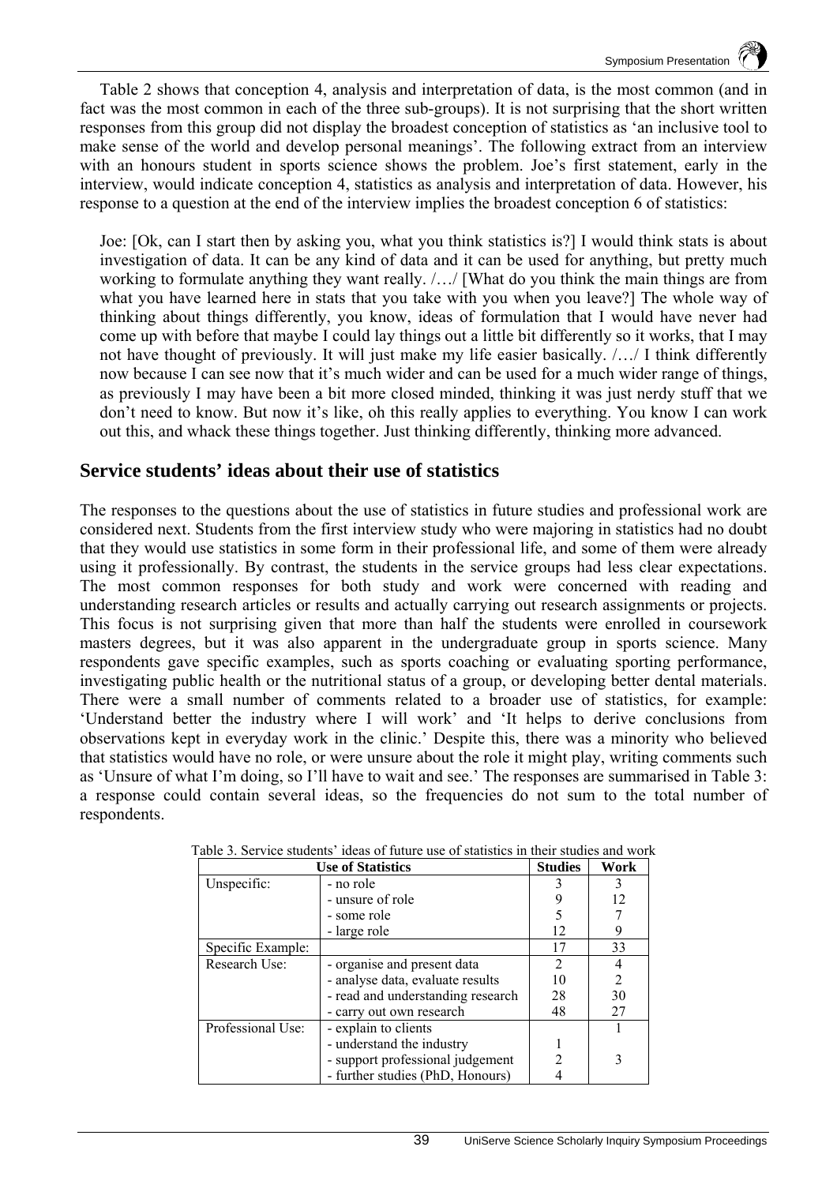Table 2 shows that conception 4, analysis and interpretation of data, is the most common (and in fact was the most common in each of the three sub-groups). It is not surprising that the short written responses from this group did not display the broadest conception of statistics as 'an inclusive tool to make sense of the world and develop personal meanings'. The following extract from an interview with an honours student in sports science shows the problem. Joe's first statement, early in the interview, would indicate conception 4, statistics as analysis and interpretation of data. However, his response to a question at the end of the interview implies the broadest conception 6 of statistics:

> Joe: [Ok, can I start then by asking you, what you think statistics is?] I would think stats is about investigation of data. It can be any kind of data and it can be used for anything, but pretty much working to formulate anything they want really. /…/ [What do you think the main things are from what you have learned here in stats that you take with you when you leave?] The whole way of thinking about things differently, you know, ideas of formulation that I would have never had come up with before that maybe I could lay things out a little bit differently so it works, that I may not have thought of previously. It will just make my life easier basically. /…/ I think differently now because I can see now that it's much wider and can be used for a much wider range of things, as previously I may have been a bit more closed minded, thinking it was just nerdy stuff that we don't need to know. But now it's like, oh this really applies to everything. You know I can work out this, and whack these things together. Just thinking differently, thinking more advanced.

## Service students' ideas about their use of statistics

The responses to the questions about the use of statistics in future studies and professional work are considered next. Students from the first interview study who were majoring in statistics had no doubt that they would use statistics in some form in their professional life, and some of them were already using it professionally. By contrast, the students in the service groups had less clear expectations. The most common responses for both study and work were concerned with reading and understanding research articles or results and actually carrying out research assignments or projects. This focus is not surprising given that more than half the students were enrolled in coursework masters degrees, but it was also apparent in the undergraduate group in sports science. Many respondents gave specific examples, such as sports coaching or evaluating sporting performance, investigating public health or the nutritional status of a group, or developing better dental materials. There were a small number of comments related to a broader use of statistics, for example: 'Understand better the industry where I will work' and 'It helps to derive conclusions from observations kept in everyday work in the clinic.' Despite this, there was a minority who believed that statistics would have no role, or were unsure about the role it might play, writing comments such as 'Unsure of what I'm doing, so I'll have to wait and see.' The responses are summarised in Table 3: a response could contain several ideas, so the frequencies do not sum to the total number of respondents.

Table 3. Service students' ideas of future use of statistics in their studies and work

| Use of Statistics | | Studies | Work |
|---|---|---|---|
| Unspecific: | - no role | 3 | 3 |
| | - unsure of role | 9 | 12 |
| | - some role | 5 | 7 |
| | - large role | 12 | 9 |
| Specific Example: | | 17 | 33 |
| Research Use: | - organise and present data | 2 | 4 |
| | - analyse data, evaluate results | 10 | 2 |
| | - read and understanding research | 28 | 30 |
| | - carry out own research | 48 | 27 |
| Professional Use: | - explain to clients | | 1 |
| | - understand the industry | 1 | |
| | - support professional judgement | 2 | 3 |
| | - further studies (PhD, Honours) | 4 | |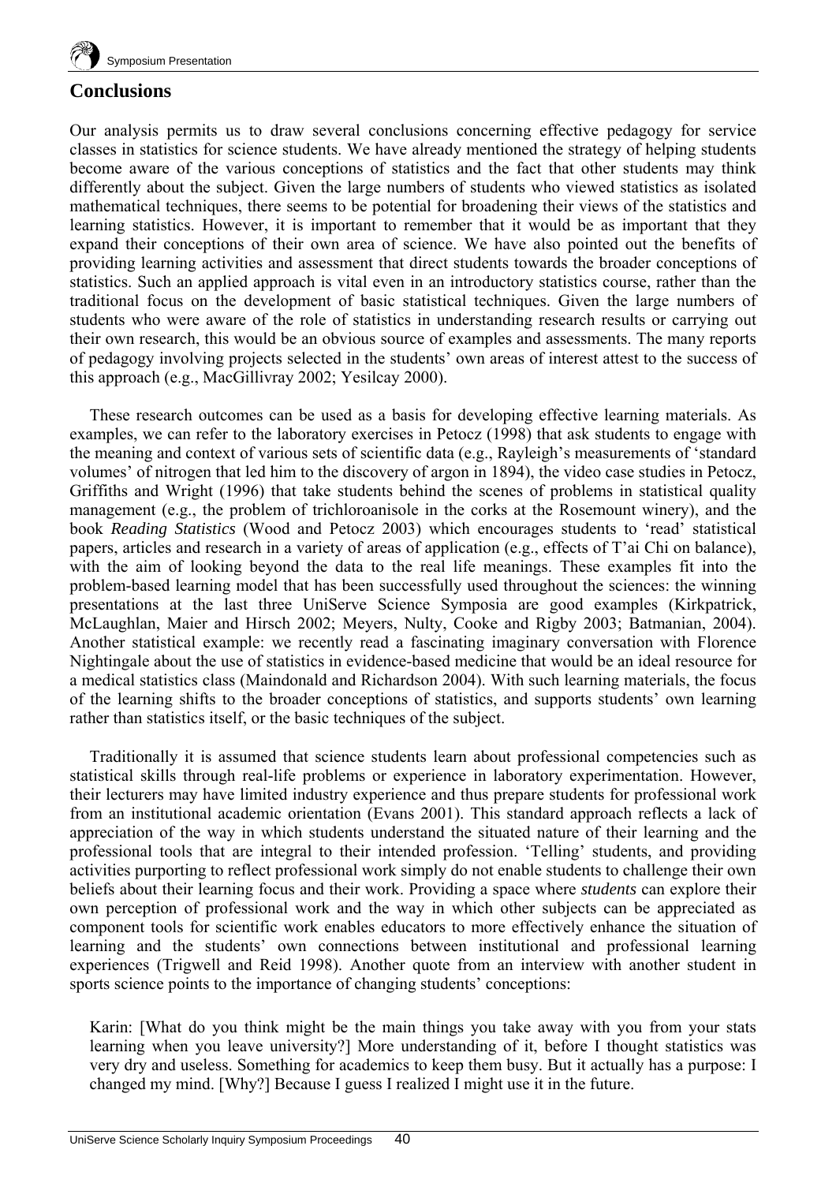## Conclusions

Our analysis permits us to draw several conclusions concerning effective pedagogy for service classes in statistics for science students. We have already mentioned the strategy of helping students become aware of the various conceptions of statistics and the fact that other students may think differently about the subject. Given the large numbers of students who viewed statistics as isolated mathematical techniques, there seems to be potential for broadening their views of the statistics and learning statistics. However, it is important to remember that it would be as important that they expand their conceptions of their own area of science. We have also pointed out the benefits of providing learning activities and assessment that direct students towards the broader conceptions of statistics. Such an applied approach is vital even in an introductory statistics course, rather than the traditional focus on the development of basic statistical techniques. Given the large numbers of students who were aware of the role of statistics in understanding research results or carrying out their own research, this would be an obvious source of examples and assessments. The many reports of pedagogy involving projects selected in the students' own areas of interest attest to the success of this approach (e.g., MacGillivray 2002; Yesilcay 2000).

These research outcomes can be used as a basis for developing effective learning materials. As examples, we can refer to the laboratory exercises in Petocz (1998) that ask students to engage with the meaning and context of various sets of scientific data (e.g., Rayleigh's measurements of 'standard volumes' of nitrogen that led him to the discovery of argon in 1894), the video case studies in Petocz, Griffiths and Wright (1996) that take students behind the scenes of problems in statistical quality management (e.g., the problem of trichloroanisole in the corks at the Rosemount winery), and the book *Reading Statistics* (Wood and Petocz 2003) which encourages students to 'read' statistical papers, articles and research in a variety of areas of application (e.g., effects of T'ai Chi on balance), with the aim of looking beyond the data to the real life meanings. These examples fit into the problem-based learning model that has been successfully used throughout the sciences: the winning presentations at the last three UniServe Science Symposia are good examples (Kirkpatrick, McLaughlan, Maier and Hirsch 2002; Meyers, Nulty, Cooke and Rigby 2003; Batmanian, 2004). Another statistical example: we recently read a fascinating imaginary conversation with Florence Nightingale about the use of statistics in evidence-based medicine that would be an ideal resource for a medical statistics class (Maindonald and Richardson 2004). With such learning materials, the focus of the learning shifts to the broader conceptions of statistics, and supports students' own learning rather than statistics itself, or the basic techniques of the subject.

Traditionally it is assumed that science students learn about professional competencies such as statistical skills through real-life problems or experience in laboratory experimentation. However, their lecturers may have limited industry experience and thus prepare students for professional work from an institutional academic orientation (Evans 2001). This standard approach reflects a lack of appreciation of the way in which students understand the situated nature of their learning and the professional tools that are integral to their intended profession. 'Telling' students, and providing activities purporting to reflect professional work simply do not enable students to challenge their own beliefs about their learning focus and their work. Providing a space where *students* can explore their own perception of professional work and the way in which other subjects can be appreciated as component tools for scientific work enables educators to more effectively enhance the situation of learning and the students' own connections between institutional and professional learning experiences (Trigwell and Reid 1998). Another quote from an interview with another student in sports science points to the importance of changing students' conceptions:

> Karin: [What do you think might be the main things you take away with you from your stats learning when you leave university?] More understanding of it, before I thought statistics was very dry and useless. Something for academics to keep them busy. But it actually has a purpose: I changed my mind. [Why?] Because I guess I realized I might use it in the future.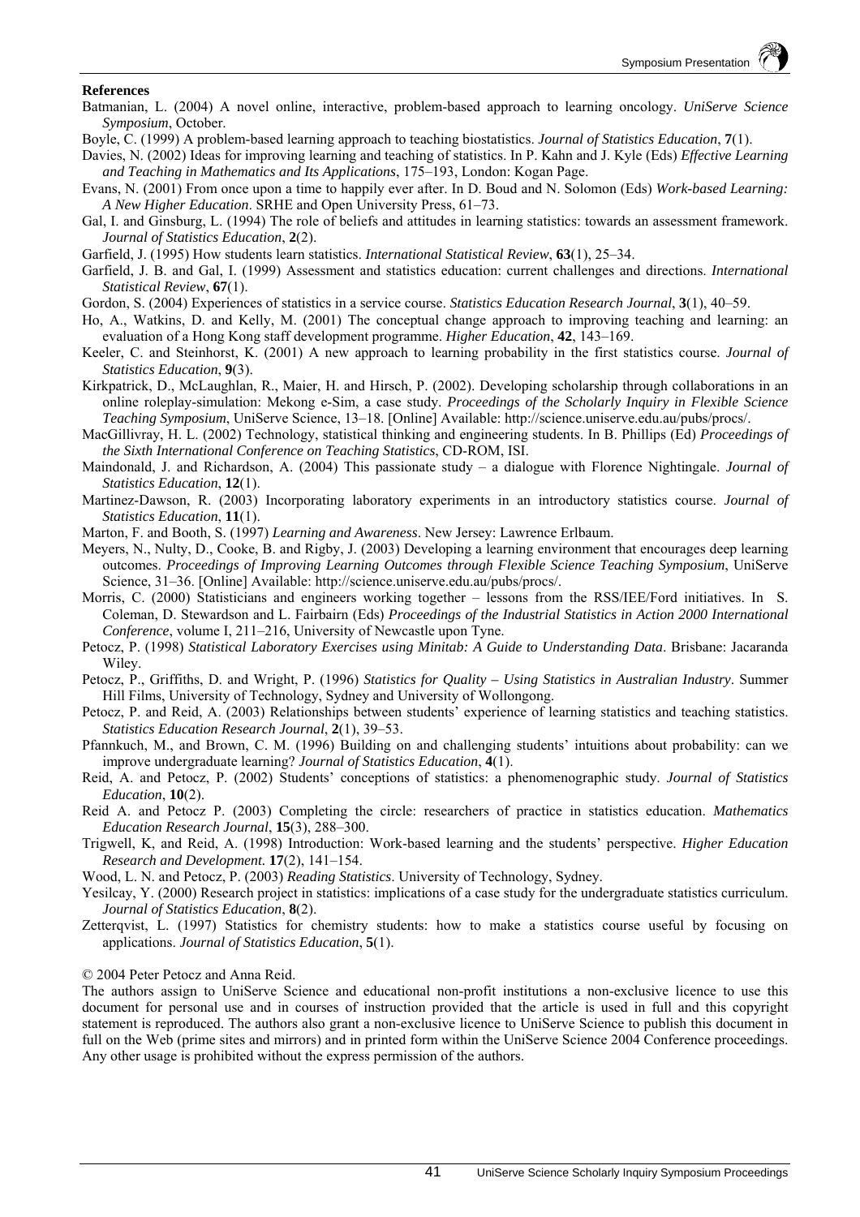**References**

Batmanian, L. (2004) A novel online, interactive, problem-based approach to learning oncology. *UniServe Science Symposium*, October.

Boyle, C. (1999) A problem-based learning approach to teaching biostatistics. *Journal of Statistics Education*, **7**(1).

Davies, N. (2002) Ideas for improving learning and teaching of statistics. In P. Kahn and J. Kyle (Eds) *Effective Learning and Teaching in Mathematics and Its Applications*, 175–193, London: Kogan Page.

Evans, N. (2001) From once upon a time to happily ever after. In D. Boud and N. Solomon (Eds) *Work-based Learning: A New Higher Education*. SRHE and Open University Press, 61–73.

Gal, I. and Ginsburg, L. (1994) The role of beliefs and attitudes in learning statistics: towards an assessment framework. *Journal of Statistics Education*, **2**(2).

Garfield, J. (1995) How students learn statistics. *International Statistical Review*, **63**(1), 25–34.

Garfield, J. B. and Gal, I. (1999) Assessment and statistics education: current challenges and directions. *International Statistical Review*, **67**(1).

Gordon, S. (2004) Experiences of statistics in a service course. *Statistics Education Research Journal*, **3**(1), 40–59.

Ho, A., Watkins, D. and Kelly, M. (2001) The conceptual change approach to improving teaching and learning: an evaluation of a Hong Kong staff development programme. *Higher Education*, **42**, 143–169.

Keeler, C. and Steinhorst, K. (2001) A new approach to learning probability in the first statistics course. *Journal of Statistics Education*, **9**(3).

Kirkpatrick, D., McLaughlan, R., Maier, H. and Hirsch, P. (2002). Developing scholarship through collaborations in an online roleplay-simulation: Mekong e-Sim, a case study. *Proceedings of the Scholarly Inquiry in Flexible Science Teaching Symposium*, UniServe Science, 13–18. [Online] Available: http://science.uniserve.edu.au/pubs/procs/.

MacGillivray, H. L. (2002) Technology, statistical thinking and engineering students. In B. Phillips (Ed) *Proceedings of the Sixth International Conference on Teaching Statistics*, CD-ROM, ISI.

Maindonald, J. and Richardson, A. (2004) This passionate study – a dialogue with Florence Nightingale. *Journal of Statistics Education*, **12**(1).

Martinez-Dawson, R. (2003) Incorporating laboratory experiments in an introductory statistics course. *Journal of Statistics Education*, **11**(1).

Marton, F. and Booth, S. (1997) *Learning and Awareness*. New Jersey: Lawrence Erlbaum.

Meyers, N., Nulty, D., Cooke, B. and Rigby, J. (2003) Developing a learning environment that encourages deep learning outcomes. *Proceedings of Improving Learning Outcomes through Flexible Science Teaching Symposium*, UniServe Science, 31–36. [Online] Available: http://science.uniserve.edu.au/pubs/procs/.

Morris, C. (2000) Statisticians and engineers working together – lessons from the RSS/IEE/Ford initiatives. In S. Coleman, D. Stewardson and L. Fairbairn (Eds) *Proceedings of the Industrial Statistics in Action 2000 International Conference*, volume I, 211–216, University of Newcastle upon Tyne.

Petocz, P. (1998) *Statistical Laboratory Exercises using Minitab: A Guide to Understanding Data*. Brisbane: Jacaranda Wiley.

Petocz, P., Griffiths, D. and Wright, P. (1996) *Statistics for Quality – Using Statistics in Australian Industry*. Summer Hill Films, University of Technology, Sydney and University of Wollongong.

Petocz, P. and Reid, A. (2003) Relationships between students' experience of learning statistics and teaching statistics. *Statistics Education Research Journal*, **2**(1), 39–53.

Pfannkuch, M., and Brown, C. M. (1996) Building on and challenging students' intuitions about probability: can we improve undergraduate learning? *Journal of Statistics Education*, **4**(1).

Reid, A. and Petocz, P. (2002) Students' conceptions of statistics: a phenomenographic study. *Journal of Statistics Education*, **10**(2).

Reid A. and Petocz P. (2003) Completing the circle: researchers of practice in statistics education. *Mathematics Education Research Journal*, **15**(3), 288–300.

Trigwell, K, and Reid, A. (1998) Introduction: Work-based learning and the students' perspective. *Higher Education Research and Development.* **17**(2), 141–154.

Wood, L. N. and Petocz, P. (2003) *Reading Statistics*. University of Technology, Sydney.

Yesilcay, Y. (2000) Research project in statistics: implications of a case study for the undergraduate statistics curriculum. *Journal of Statistics Education*, **8**(2).

Zetterqvist, L. (1997) Statistics for chemistry students: how to make a statistics course useful by focusing on applications. *Journal of Statistics Education*, **5**(1).

© 2004 Peter Petocz and Anna Reid.

The authors assign to UniServe Science and educational non-profit institutions a non-exclusive licence to use this document for personal use and in courses of instruction provided that the article is used in full and this copyright statement is reproduced. The authors also grant a non-exclusive licence to UniServe Science to publish this document in full on the Web (prime sites and mirrors) and in printed form within the UniServe Science 2004 Conference proceedings. Any other usage is prohibited without the express permission of the authors.